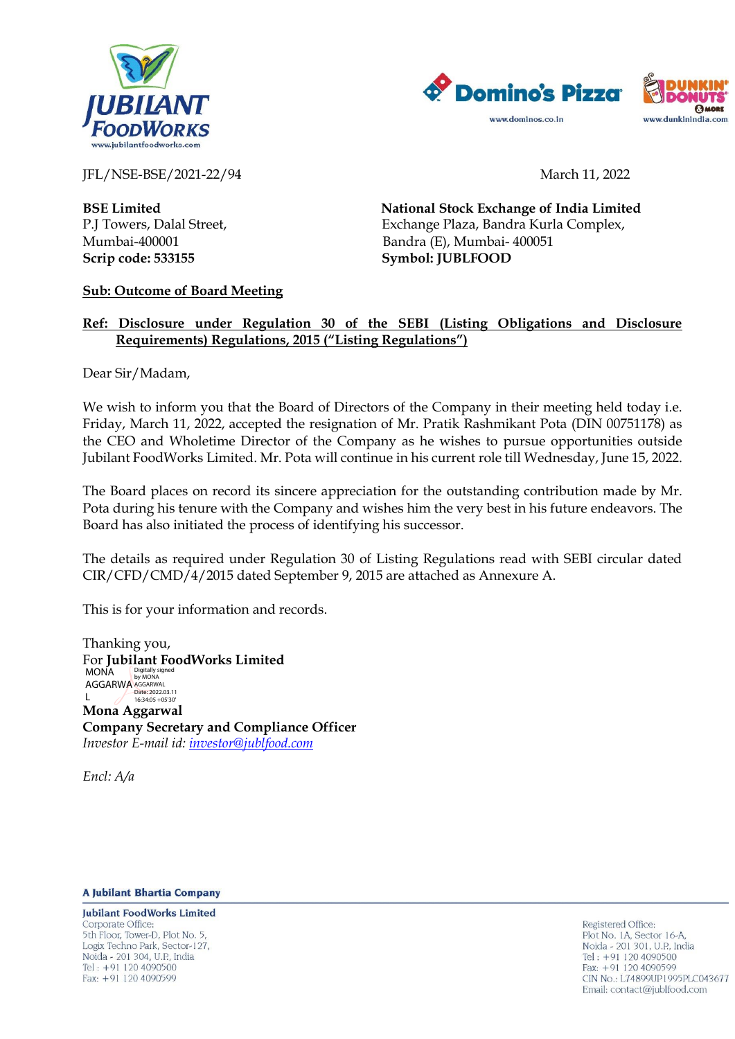JFL/NSE-BSE/2021-22/94

March 11, 2022

**BSE Limited**
P.J Towers, Dalal Street,
Mumbai-400001
**Scrip code: 533155**

**National Stock Exchange of India Limited**
Exchange Plaza, Bandra Kurla Complex,
Bandra (E), Mumbai- 400051
**Symbol: JUBLFOOD**

**Sub: Outcome of Board Meeting**

**Ref: Disclosure under Regulation 30 of the SEBI (Listing Obligations and Disclosure Requirements) Regulations, 2015 ("Listing Regulations")**

Dear Sir/Madam,

We wish to inform you that the Board of Directors of the Company in their meeting held today i.e. Friday, March 11, 2022, accepted the resignation of Mr. Pratik Rashmikant Pota (DIN 00751178) as the CEO and Wholetime Director of the Company as he wishes to pursue opportunities outside Jubilant FoodWorks Limited. Mr. Pota will continue in his current role till Wednesday, June 15, 2022.

The Board places on record its sincere appreciation for the outstanding contribution made by Mr. Pota during his tenure with the Company and wishes him the very best in his future endeavors. The Board has also initiated the process of identifying his successor.

The details as required under Regulation 30 of Listing Regulations read with SEBI circular dated CIR/CFD/CMD/4/2015 dated September 9, 2015 are attached as Annexure A.

This is for your information and records.

Thanking you,
For **Jubilant FoodWorks Limited**

MONA AGGARWAL
Digitally signed by MONA AGGARWAL
Date: 2022.03.11 16:34:05 +05'30'

**Mona Aggarwal**
**Company Secretary and Compliance Officer**
*Investor E-mail id: investor@jublfood.com*

*Encl: A/a*

**A Jubilant Bhartia Company**

**Jubilant FoodWorks Limited**
Corporate Office:
5th Floor, Tower-D, Plot No. 5,
Logix Techno Park, Sector-127,
Noida - 201 304, U.P., India
Tel : +91 120 4090500
Fax: +91 120 4090599

Registered Office:
Plot No. 1A, Sector 16-A,
Noida - 201 301, U.P., India
Tel : +91 120 4090500
Fax: +91 120 4090599
CIN No.: L74899UP1995PLC043677
Email: contact@jublfood.com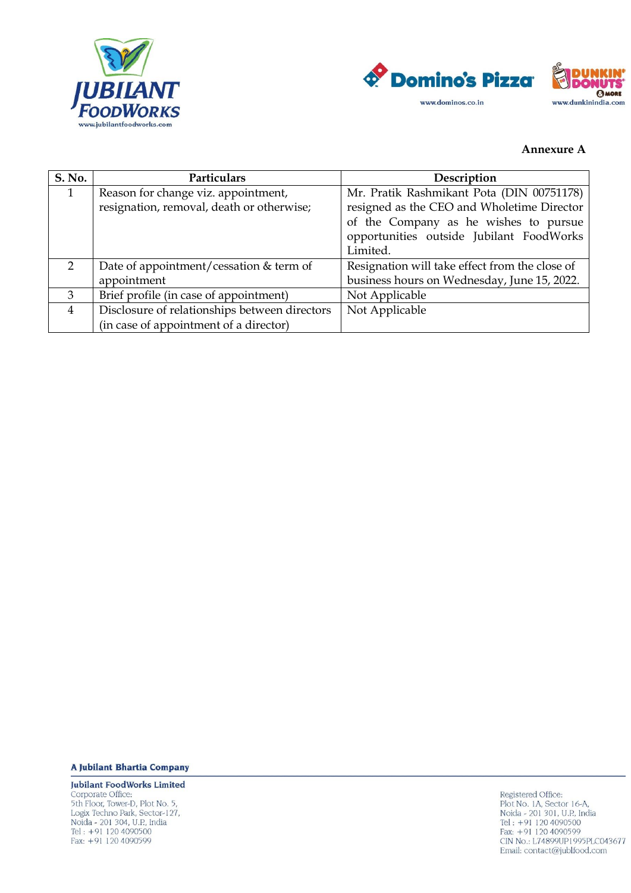**Annexure A**

| S. No. | Particulars | Description |
|---|---|---|
| 1 | Reason for change viz. appointment, resignation, removal, death or otherwise; | Mr. Pratik Rashmikant Pota (DIN 00751178) resigned as the CEO and Wholetime Director of the Company as he wishes to pursue opportunities outside Jubilant FoodWorks Limited. |
| 2 | Date of appointment/cessation & term of appointment | Resignation will take effect from the close of business hours on Wednesday, June 15, 2022. |
| 3 | Brief profile (in case of appointment) | Not Applicable |
| 4 | Disclosure of relationships between directors (in case of appointment of a director) | Not Applicable |